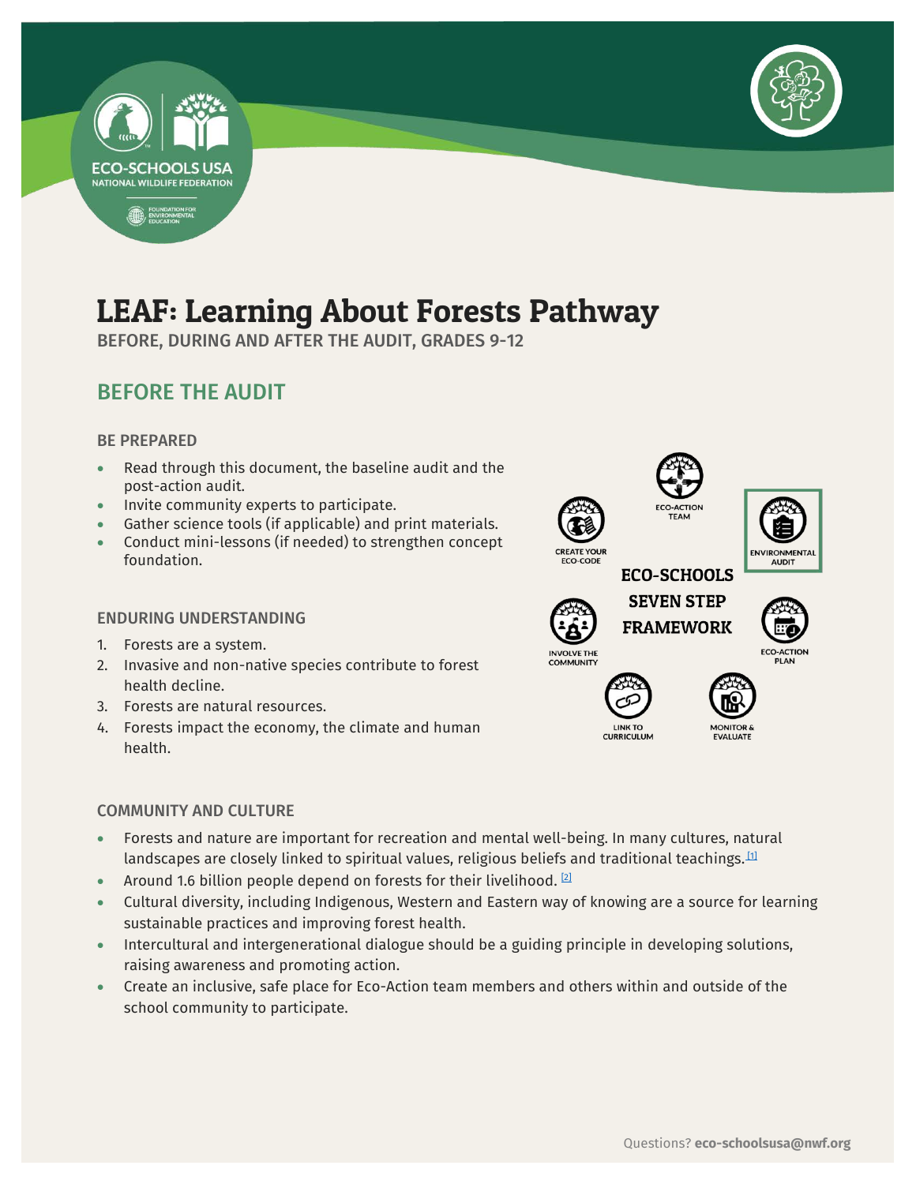# LEAF: Learning About Forests Pathway

BEFORE, DURING AND AFTER THE AUDIT, GRADES 9-12

## BEFORE THE AUDIT

### BE PREPARED

- Read through this document, the baseline audit and the post-action audit.
- Invite community experts to participate.
- Gather science tools (if applicable) and print materials.
- Conduct mini-lessons (if needed) to strengthen concept foundation.

### ENDURING UNDERSTANDING

1. Forests are a system.
2. Invasive and non-native species contribute to forest health decline.
3. Forests are natural resources.
4. Forests impact the economy, the climate and human health.

**ECO-SCHOOLS SEVEN STEP FRAMEWORK**

- ECO-ACTION TEAM
- ENVIRONMENTAL AUDIT
- ECO-ACTION PLAN
- MONITOR & EVALUATE
- LINK TO CURRICULUM
- INVOLVE THE COMMUNITY
- CREATE YOUR ECO-CODE

### COMMUNITY AND CULTURE

- Forests and nature are important for recreation and mental well-being. In many cultures, natural landscapes are closely linked to spiritual values, religious beliefs and traditional teachings.[1]
- Around 1.6 billion people depend on forests for their livelihood. [2]
- Cultural diversity, including Indigenous, Western and Eastern way of knowing are a source for learning sustainable practices and improving forest health.
- Intercultural and intergenerational dialogue should be a guiding principle in developing solutions, raising awareness and promoting action.
- Create an inclusive, safe place for Eco-Action team members and others within and outside of the school community to participate.

Questions? **eco-schoolsusa@nwf.org**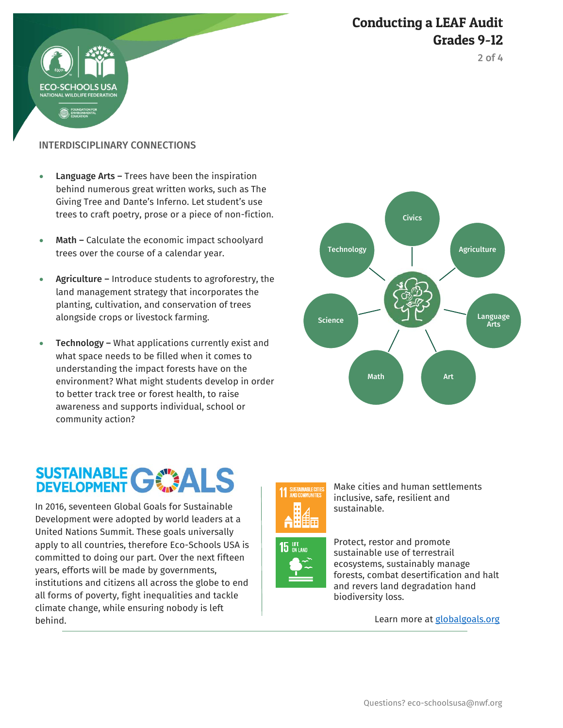## INTERDISCIPLINARY CONNECTIONS

- **Language Arts –** Trees have been the inspiration behind numerous great written works, such as The Giving Tree and Dante's Inferno. Let student's use trees to craft poetry, prose or a piece of non-fiction.
- **Math –** Calculate the economic impact schoolyard trees over the course of a calendar year.
- **Agriculture –** Introduce students to agroforestry, the land management strategy that incorporates the planting, cultivation, and conservation of trees alongside crops or livestock farming.
- **Technology –** What applications currently exist and what space needs to be filled when it comes to understanding the impact forests have on the environment? What might students develop in order to better track tree or forest health, to raise awareness and supports individual, school or community action?

Civics · Agriculture · Language Arts · Art · Math · Science · Technology

## SUSTAINABLE DEVELOPMENT GOALS

In 2016, seventeen Global Goals for Sustainable Development were adopted by world leaders at a United Nations Summit. These goals universally apply to all countries, therefore Eco-Schools USA is committed to doing our part. Over the next fifteen years, efforts will be made by governments, institutions and citizens all across the globe to end all forms of poverty, fight inequalities and tackle climate change, while ensuring nobody is left behind.

**11 SUSTAINABLE CITIES AND COMMUNITIES** – Make cities and human settlements inclusive, safe, resilient and sustainable.

**15 LIFE ON LAND** – Protect, restor and promote sustainable use of terrestrail ecosystems, sustainably manage forests, combat desertification and halt and revers land degradation hand biodiversity loss.

Learn more at [globalgoals.org](globalgoals.org)

Questions? eco-schoolsusa@nwf.org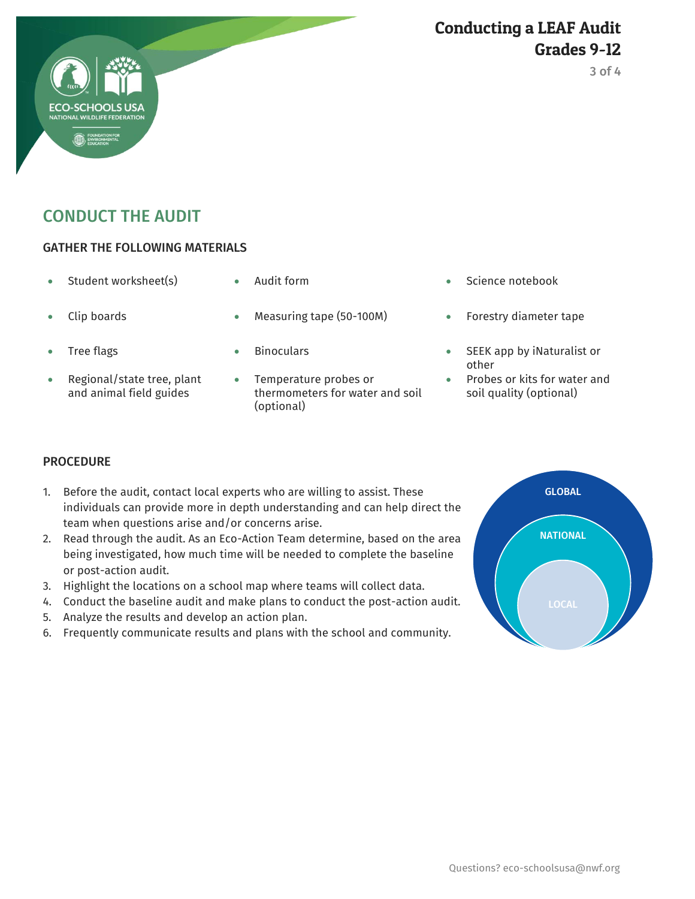## CONDUCT THE AUDIT

### GATHER THE FOLLOWING MATERIALS

- Student worksheet(s)
- Audit form
- Science notebook
- Clip boards
- Measuring tape (50-100M)
- Forestry diameter tape
- Tree flags
- Binoculars
- SEEK app by iNaturalist or other
- Regional/state tree, plant and animal field guides
- Temperature probes or thermometers for water and soil (optional)
- Probes or kits for water and soil quality (optional)

### PROCEDURE

1. Before the audit, contact local experts who are willing to assist. These individuals can provide more in depth understanding and can help direct the team when questions arise and/or concerns arise.
2. Read through the audit. As an Eco-Action Team determine, based on the area being investigated, how much time will be needed to complete the baseline or post-action audit.
3. Highlight the locations on a school map where teams will collect data.
4. Conduct the baseline audit and make plans to conduct the post-action audit.
5. Analyze the results and develop an action plan.
6. Frequently communicate results and plans with the school and community.

GLOBAL

NATIONAL

LOCAL

Questions? eco-schoolsusa@nwf.org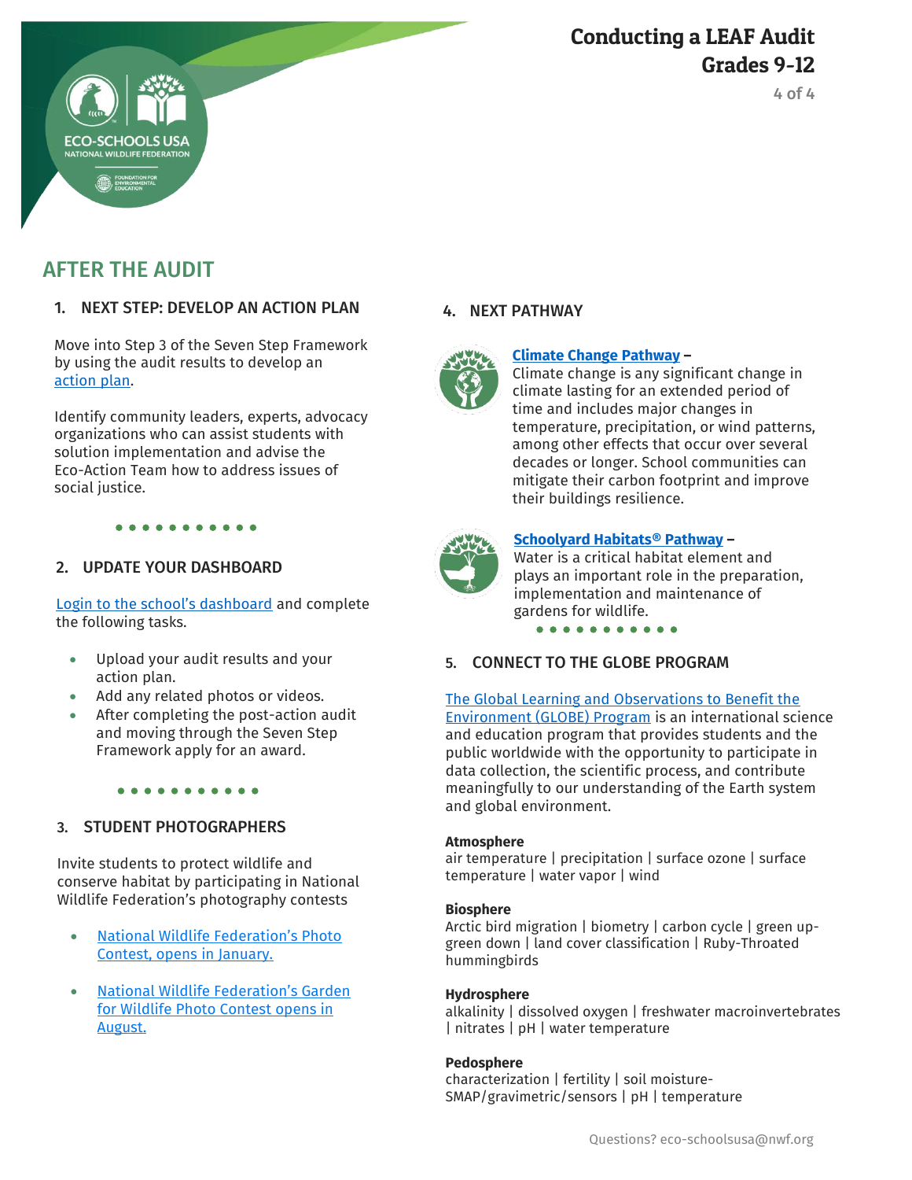# Conducting a LEAF Audit Grades 9-12

## AFTER THE AUDIT

### 1. NEXT STEP: DEVELOP AN ACTION PLAN

Move into Step 3 of the Seven Step Framework by using the audit results to develop an action plan.

Identify community leaders, experts, advocacy organizations who can assist students with solution implementation and advise the Eco-Action Team how to address issues of social justice.

### 2. UPDATE YOUR DASHBOARD

Login to the school's dashboard and complete the following tasks.

- Upload your audit results and your action plan.
- Add any related photos or videos.
- After completing the post-action audit and moving through the Seven Step Framework apply for an award.

### 3. STUDENT PHOTOGRAPHERS

Invite students to protect wildlife and conserve habitat by participating in National Wildlife Federation's photography contests

- National Wildlife Federation's Photo Contest, opens in January.
- National Wildlife Federation's Garden for Wildlife Photo Contest opens in August.

### 4. NEXT PATHWAY

**Climate Change Pathway** – Climate change is any significant change in climate lasting for an extended period of time and includes major changes in temperature, precipitation, or wind patterns, among other effects that occur over several decades or longer. School communities can mitigate their carbon footprint and improve their buildings resilience.

**Schoolyard Habitats® Pathway** – Water is a critical habitat element and plays an important role in the preparation, implementation and maintenance of gardens for wildlife.

### 5. CONNECT TO THE GLOBE PROGRAM

The Global Learning and Observations to Benefit the Environment (GLOBE) Program is an international science and education program that provides students and the public worldwide with the opportunity to participate in data collection, the scientific process, and contribute meaningfully to our understanding of the Earth system and global environment.

**Atmosphere**
air temperature | precipitation | surface ozone | surface temperature | water vapor | wind

**Biosphere**
Arctic bird migration | biometry | carbon cycle | green up-green down | land cover classification | Ruby-Throated hummingbirds

**Hydrosphere**
alkalinity | dissolved oxygen | freshwater macroinvertebrates | nitrates | pH | water temperature

**Pedosphere**
characterization | fertility | soil moisture-SMAP/gravimetric/sensors | pH | temperature

Questions? eco-schoolsusa@nwf.org